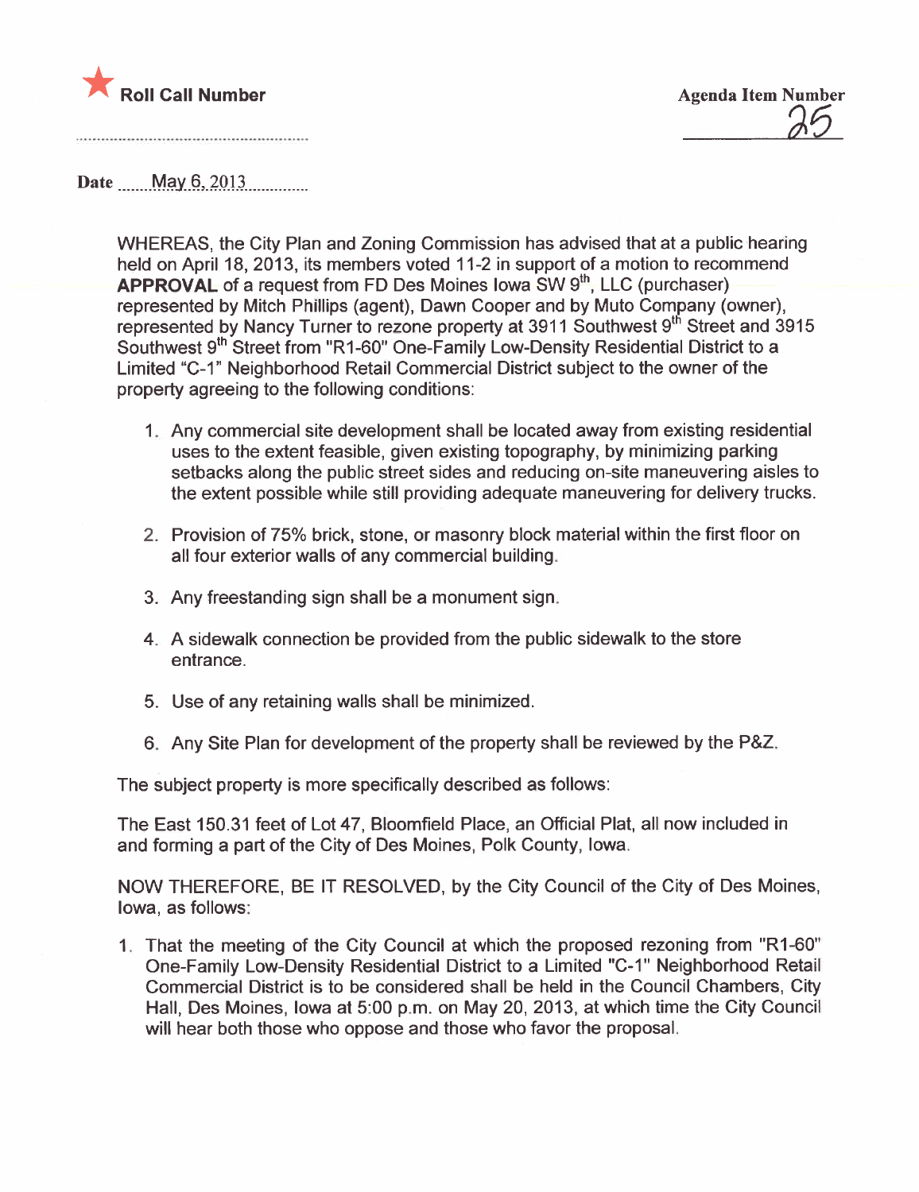**Roll Call Number**

**Agenda Item Number**
25

**Date** May 6, 2013

WHEREAS, the City Plan and Zoning Commission has advised that at a public hearing held on April 18, 2013, its members voted 11-2 in support of a motion to recommend **APPROVAL** of a request from FD Des Moines Iowa SW 9th, LLC (purchaser) represented by Mitch Phillips (agent), Dawn Cooper and by Muto Company (owner), represented by Nancy Turner to rezone property at 3911 Southwest 9th Street and 3915 Southwest 9th Street from "R1-60" One-Family Low-Density Residential District to a Limited "C-1" Neighborhood Retail Commercial District subject to the owner of the property agreeing to the following conditions:

1. Any commercial site development shall be located away from existing residential uses to the extent feasible, given existing topography, by minimizing parking setbacks along the public street sides and reducing on-site maneuvering aisles to the extent possible while still providing adequate maneuvering for delivery trucks.

2. Provision of 75% brick, stone, or masonry block material within the first floor on all four exterior walls of any commercial building.

3. Any freestanding sign shall be a monument sign.

4. A sidewalk connection be provided from the public sidewalk to the store entrance.

5. Use of any retaining walls shall be minimized.

6. Any Site Plan for development of the property shall be reviewed by the P&Z.

The subject property is more specifically described as follows:

The East 150.31 feet of Lot 47, Bloomfield Place, an Official Plat, all now included in and forming a part of the City of Des Moines, Polk County, Iowa.

NOW THEREFORE, BE IT RESOLVED, by the City Council of the City of Des Moines, Iowa, as follows:

1. That the meeting of the City Council at which the proposed rezoning from "R1-60" One-Family Low-Density Residential District to a Limited "C-1" Neighborhood Retail Commercial District is to be considered shall be held in the Council Chambers, City Hall, Des Moines, Iowa at 5:00 p.m. on May 20, 2013, at which time the City Council will hear both those who oppose and those who favor the proposal.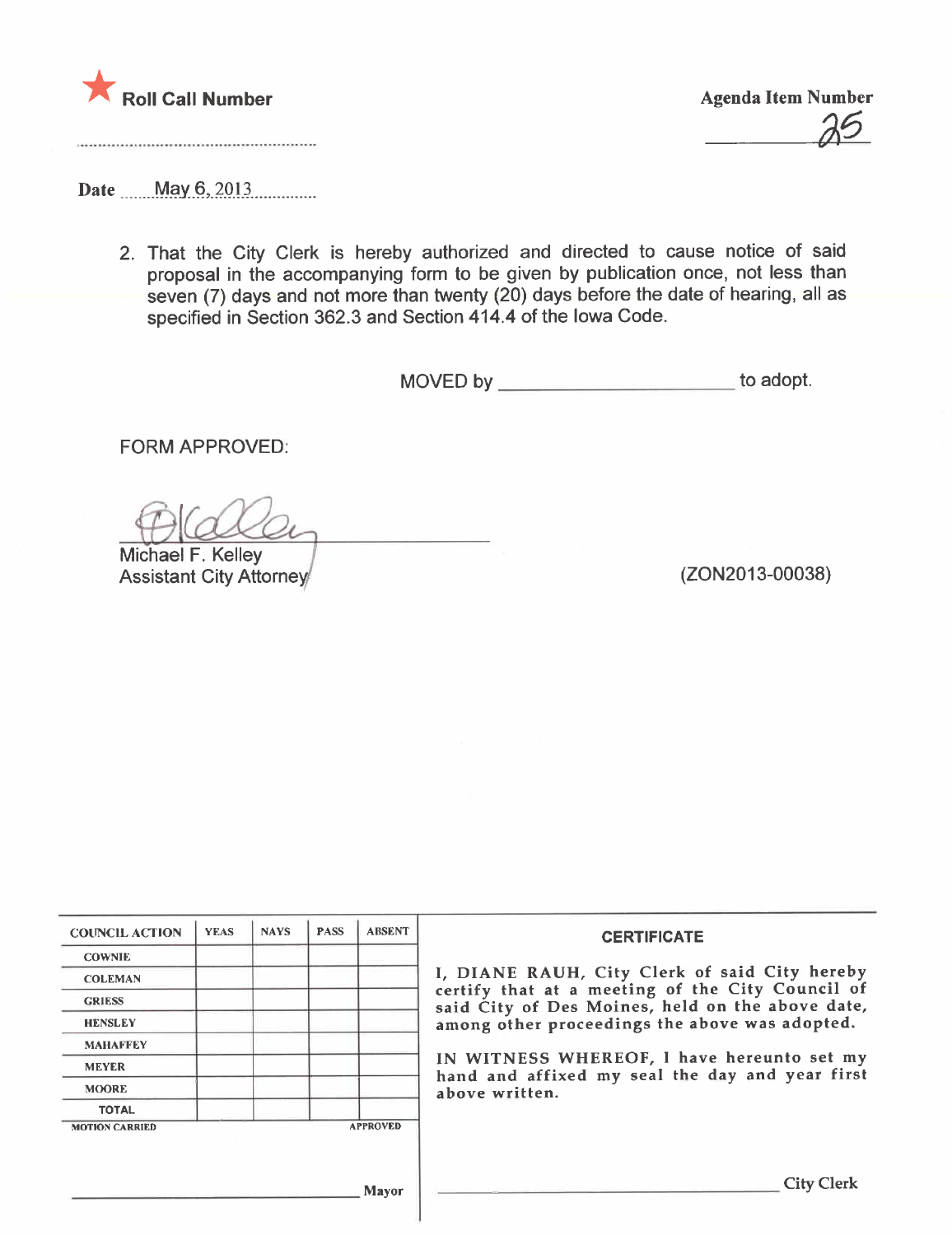★ **Roll Call Number**

.......................................................

**Agenda Item Number**

25

**Date** May 6, 2013

2. That the City Clerk is hereby authorized and directed to cause notice of said proposal in the accompanying form to be given by publication once, not less than seven (7) days and not more than twenty (20) days before the date of hearing, all as specified in Section 362.3 and Section 414.4 of the Iowa Code.

MOVED by ________________________ to adopt.

FORM APPROVED:

Michael F. Kelley
Assistant City Attorney

(ZON2013-00038)

| COUNCIL ACTION | YEAS | NAYS | PASS | ABSENT |
|---|---|---|---|---|
| COWNIE | | | | |
| COLEMAN | | | | |
| GRIESS | | | | |
| HENSLEY | | | | |
| MAHAFFEY | | | | |
| MEYER | | | | |
| MOORE | | | | |
| TOTAL | | | | |

MOTION CARRIED APPROVED

________________________________ Mayor

**CERTIFICATE**

I, DIANE RAUH, City Clerk of said City hereby certify that at a meeting of the City Council of said City of Des Moines, held on the above date, among other proceedings the above was adopted.

IN WITNESS WHEREOF, I have hereunto set my hand and affixed my seal the day and year first above written.

________________________________ City Clerk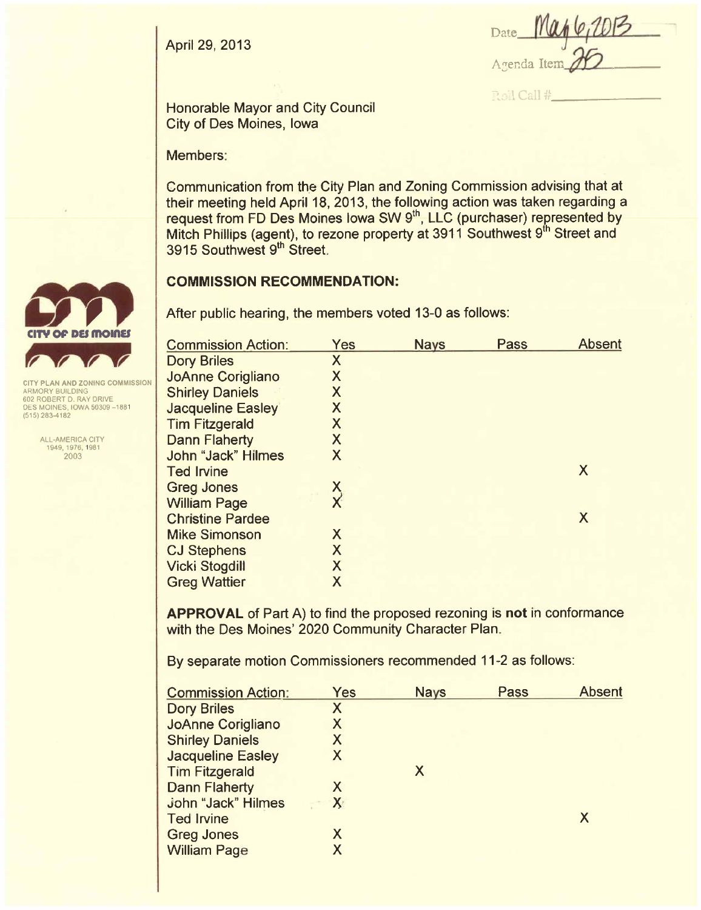April 29, 2013

Date May 6, 2013

Agenda Item 25

Roll Call #\_\_\_\_\_\_\_\_\_\_\_\_

Honorable Mayor and City Council
City of Des Moines, Iowa

CITY PLAN AND ZONING COMMISSION
ARMORY BUILDING
602 ROBERT D. RAY DRIVE
DES MOINES, IOWA 50309 –1881
(515) 283-4182

ALL-AMERICA CITY
1949, 1976, 1981
2003

Members:

Communication from the City Plan and Zoning Commission advising that at their meeting held April 18, 2013, the following action was taken regarding a request from FD Des Moines Iowa SW 9th, LLC (purchaser) represented by Mitch Phillips (agent), to rezone property at 3911 Southwest 9th Street and 3915 Southwest 9th Street.

**COMMISSION RECOMMENDATION:**

After public hearing, the members voted 13-0 as follows:

| Commission Action: | Yes | Nays | Pass | Absent |
|---|---|---|---|---|
| Dory Briles | X | | | |
| JoAnne Corigliano | X | | | |
| Shirley Daniels | X | | | |
| Jacqueline Easley | X | | | |
| Tim Fitzgerald | X | | | |
| Dann Flaherty | X | | | |
| John "Jack" Hilmes | X | | | |
| Ted Irvine | | | | X |
| Greg Jones | X | | | |
| William Page | X | | | |
| Christine Pardee | | | | X |
| Mike Simonson | X | | | |
| CJ Stephens | X | | | |
| Vicki Stogdill | X | | | |
| Greg Wattier | X | | | |

**APPROVAL** of Part A) to find the proposed rezoning is **not** in conformance with the Des Moines' 2020 Community Character Plan.

By separate motion Commissioners recommended 11-2 as follows:

| Commission Action: | Yes | Nays | Pass | Absent |
|---|---|---|---|---|
| Dory Briles | X | | | |
| JoAnne Corigliano | X | | | |
| Shirley Daniels | X | | | |
| Jacqueline Easley | X | | | |
| Tim Fitzgerald | | X | | |
| Dann Flaherty | X | | | |
| John "Jack" Hilmes | X | | | |
| Ted Irvine | | | | X |
| Greg Jones | X | | | |
| William Page | X | | | |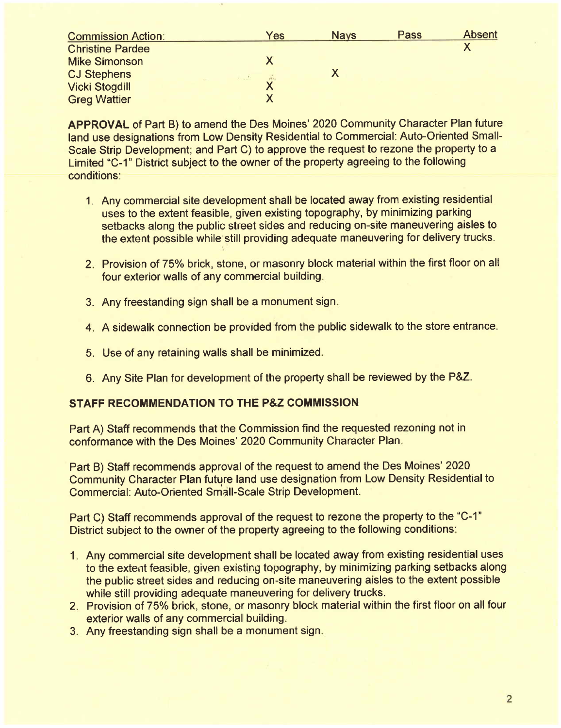| Commission Action: | Yes | Nays | Pass | Absent |
|---|---|---|---|---|
| Christine Pardee | | | | X |
| Mike Simonson | X | | | |
| CJ Stephens | | X | | |
| Vicki Stogdill | X | | | |
| Greg Wattier | X | | | |

**APPROVAL** of Part B) to amend the Des Moines' 2020 Community Character Plan future land use designations from Low Density Residential to Commercial: Auto-Oriented Small-Scale Strip Development; and Part C) to approve the request to rezone the property to a Limited "C-1" District subject to the owner of the property agreeing to the following conditions:

1. Any commercial site development shall be located away from existing residential uses to the extent feasible, given existing topography, by minimizing parking setbacks along the public street sides and reducing on-site maneuvering aisles to the extent possible while still providing adequate maneuvering for delivery trucks.

2. Provision of 75% brick, stone, or masonry block material within the first floor on all four exterior walls of any commercial building.

3. Any freestanding sign shall be a monument sign.

4. A sidewalk connection be provided from the public sidewalk to the store entrance.

5. Use of any retaining walls shall be minimized.

6. Any Site Plan for development of the property shall be reviewed by the P&Z.

## STAFF RECOMMENDATION TO THE P&Z COMMISSION

Part A) Staff recommends that the Commission find the requested rezoning not in conformance with the Des Moines' 2020 Community Character Plan.

Part B) Staff recommends approval of the request to amend the Des Moines' 2020 Community Character Plan future land use designation from Low Density Residential to Commercial: Auto-Oriented Small-Scale Strip Development.

Part C) Staff recommends approval of the request to rezone the property to the "C-1" District subject to the owner of the property agreeing to the following conditions:

1. Any commercial site development shall be located away from existing residential uses to the extent feasible, given existing topography, by minimizing parking setbacks along the public street sides and reducing on-site maneuvering aisles to the extent possible while still providing adequate maneuvering for delivery trucks.
2. Provision of 75% brick, stone, or masonry block material within the first floor on all four exterior walls of any commercial building.
3. Any freestanding sign shall be a monument sign.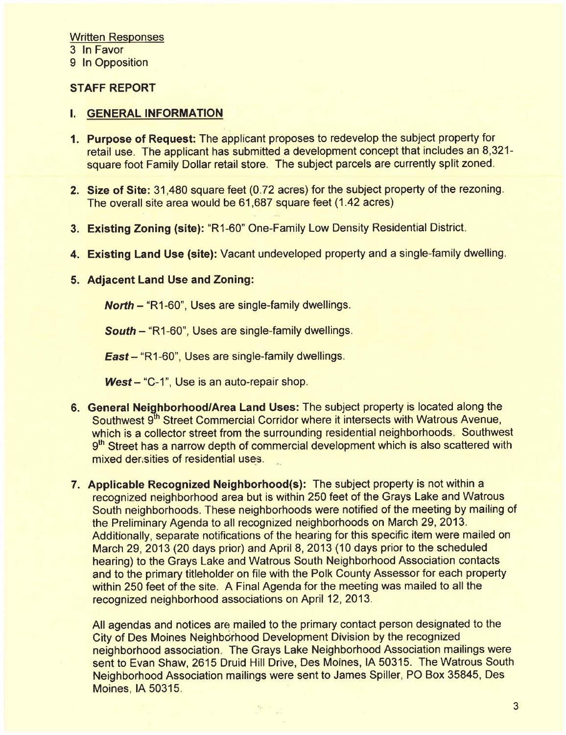Written Responses
3 In Favor
9 In Opposition

## STAFF REPORT

### I. GENERAL INFORMATION

1. **Purpose of Request:** The applicant proposes to redevelop the subject property for retail use. The applicant has submitted a development concept that includes an 8,321-square foot Family Dollar retail store. The subject parcels are currently split zoned.

2. **Size of Site:** 31,480 square feet (0.72 acres) for the subject property of the rezoning. The overall site area would be 61,687 square feet (1.42 acres)

3. **Existing Zoning (site):** "R1-60" One-Family Low Density Residential District.

4. **Existing Land Use (site):** Vacant undeveloped property and a single-family dwelling.

5. **Adjacent Land Use and Zoning:**

   ***North*** – "R1-60", Uses are single-family dwellings.

   ***South*** – "R1-60", Uses are single-family dwellings.

   ***East*** – "R1-60", Uses are single-family dwellings.

   ***West*** – "C-1", Use is an auto-repair shop.

6. **General Neighborhood/Area Land Uses:** The subject property is located along the Southwest 9th Street Commercial Corridor where it intersects with Watrous Avenue, which is a collector street from the surrounding residential neighborhoods. Southwest 9th Street has a narrow depth of commercial development which is also scattered with mixed densities of residential uses.

7. **Applicable Recognized Neighborhood(s):** The subject property is not within a recognized neighborhood area but is within 250 feet of the Grays Lake and Watrous South neighborhoods. These neighborhoods were notified of the meeting by mailing of the Preliminary Agenda to all recognized neighborhoods on March 29, 2013. Additionally, separate notifications of the hearing for this specific item were mailed on March 29, 2013 (20 days prior) and April 8, 2013 (10 days prior to the scheduled hearing) to the Grays Lake and Watrous South Neighborhood Association contacts and to the primary titleholder on file with the Polk County Assessor for each property within 250 feet of the site. A Final Agenda for the meeting was mailed to all the recognized neighborhood associations on April 12, 2013.

   All agendas and notices are mailed to the primary contact person designated to the City of Des Moines Neighborhood Development Division by the recognized neighborhood association. The Grays Lake Neighborhood Association mailings were sent to Evan Shaw, 2615 Druid Hill Drive, Des Moines, IA 50315. The Watrous South Neighborhood Association mailings were sent to James Spiller, PO Box 35845, Des Moines, IA 50315.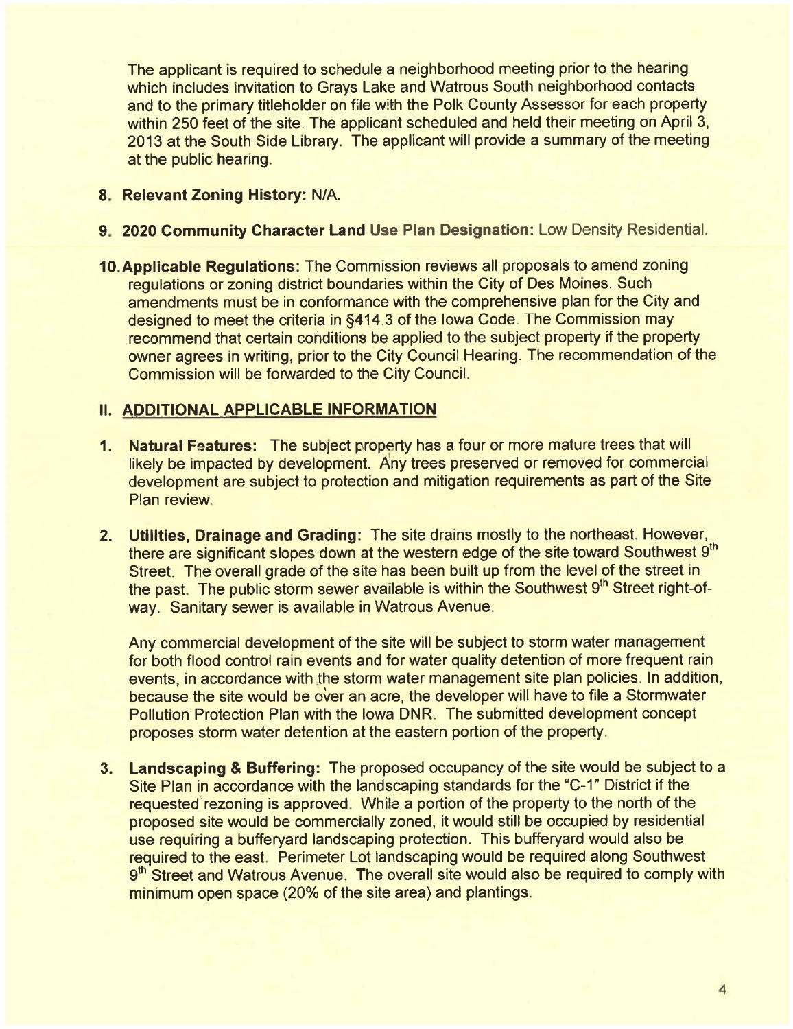The applicant is required to schedule a neighborhood meeting prior to the hearing which includes invitation to Grays Lake and Watrous South neighborhood contacts and to the primary titleholder on file with the Polk County Assessor for each property within 250 feet of the site. The applicant scheduled and held their meeting on April 3, 2013 at the South Side Library. The applicant will provide a summary of the meeting at the public hearing.

8. **Relevant Zoning History:** N/A.

9. **2020 Community Character Land Use Plan Designation:** Low Density Residential.

10. **Applicable Regulations:** The Commission reviews all proposals to amend zoning regulations or zoning district boundaries within the City of Des Moines. Such amendments must be in conformance with the comprehensive plan for the City and designed to meet the criteria in §414.3 of the Iowa Code. The Commission may recommend that certain conditions be applied to the subject property if the property owner agrees in writing, prior to the City Council Hearing. The recommendation of the Commission will be forwarded to the City Council.

## II. ADDITIONAL APPLICABLE INFORMATION

1. **Natural Features:** The subject property has a four or more mature trees that will likely be impacted by development. Any trees preserved or removed for commercial development are subject to protection and mitigation requirements as part of the Site Plan review.

2. **Utilities, Drainage and Grading:** The site drains mostly to the northeast. However, there are significant slopes down at the western edge of the site toward Southwest 9th Street. The overall grade of the site has been built up from the level of the street in the past. The public storm sewer available is within the Southwest 9th Street right-of-way. Sanitary sewer is available in Watrous Avenue.

   Any commercial development of the site will be subject to storm water management for both flood control rain events and for water quality detention of more frequent rain events, in accordance with the storm water management site plan policies. In addition, because the site would be over an acre, the developer will have to file a Stormwater Pollution Protection Plan with the Iowa DNR. The submitted development concept proposes storm water detention at the eastern portion of the property.

3. **Landscaping & Buffering:** The proposed occupancy of the site would be subject to a Site Plan in accordance with the landscaping standards for the "C-1" District if the requested rezoning is approved. While a portion of the property to the north of the proposed site would be commercially zoned, it would still be occupied by residential use requiring a bufferyard landscaping protection. This bufferyard would also be required to the east. Perimeter Lot landscaping would be required along Southwest 9th Street and Watrous Avenue. The overall site would also be required to comply with minimum open space (20% of the site area) and plantings.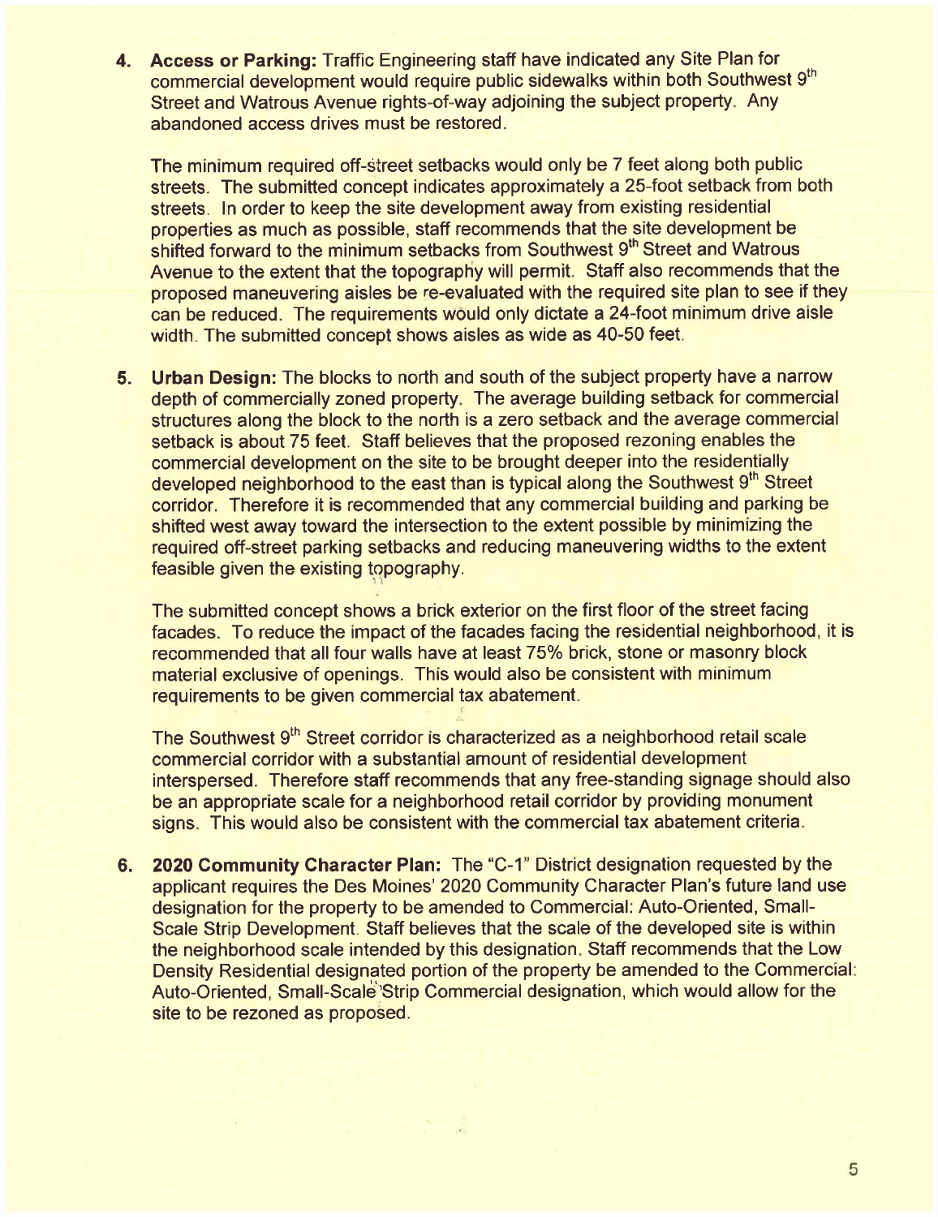4. **Access or Parking:** Traffic Engineering staff have indicated any Site Plan for commercial development would require public sidewalks within both Southwest 9th Street and Watrous Avenue rights-of-way adjoining the subject property. Any abandoned access drives must be restored.

   The minimum required off-street setbacks would only be 7 feet along both public streets. The submitted concept indicates approximately a 25-foot setback from both streets. In order to keep the site development away from existing residential properties as much as possible, staff recommends that the site development be shifted forward to the minimum setbacks from Southwest 9th Street and Watrous Avenue to the extent that the topography will permit. Staff also recommends that the proposed maneuvering aisles be re-evaluated with the required site plan to see if they can be reduced. The requirements would only dictate a 24-foot minimum drive aisle width. The submitted concept shows aisles as wide as 40-50 feet.

5. **Urban Design:** The blocks to north and south of the subject property have a narrow depth of commercially zoned property. The average building setback for commercial structures along the block to the north is a zero setback and the average commercial setback is about 75 feet. Staff believes that the proposed rezoning enables the commercial development on the site to be brought deeper into the residentially developed neighborhood to the east than is typical along the Southwest 9th Street corridor. Therefore it is recommended that any commercial building and parking be shifted west away toward the intersection to the extent possible by minimizing the required off-street parking setbacks and reducing maneuvering widths to the extent feasible given the existing topography.

   The submitted concept shows a brick exterior on the first floor of the street facing facades. To reduce the impact of the facades facing the residential neighborhood, it is recommended that all four walls have at least 75% brick, stone or masonry block material exclusive of openings. This would also be consistent with minimum requirements to be given commercial tax abatement.

   The Southwest 9th Street corridor is characterized as a neighborhood retail scale commercial corridor with a substantial amount of residential development interspersed. Therefore staff recommends that any free-standing signage should also be an appropriate scale for a neighborhood retail corridor by providing monument signs. This would also be consistent with the commercial tax abatement criteria.

6. **2020 Community Character Plan:** The "C-1" District designation requested by the applicant requires the Des Moines' 2020 Community Character Plan's future land use designation for the property to be amended to Commercial: Auto-Oriented, Small-Scale Strip Development. Staff believes that the scale of the developed site is within the neighborhood scale intended by this designation. Staff recommends that the Low Density Residential designated portion of the property be amended to the Commercial: Auto-Oriented, Small-Scale Strip Commercial designation, which would allow for the site to be rezoned as proposed.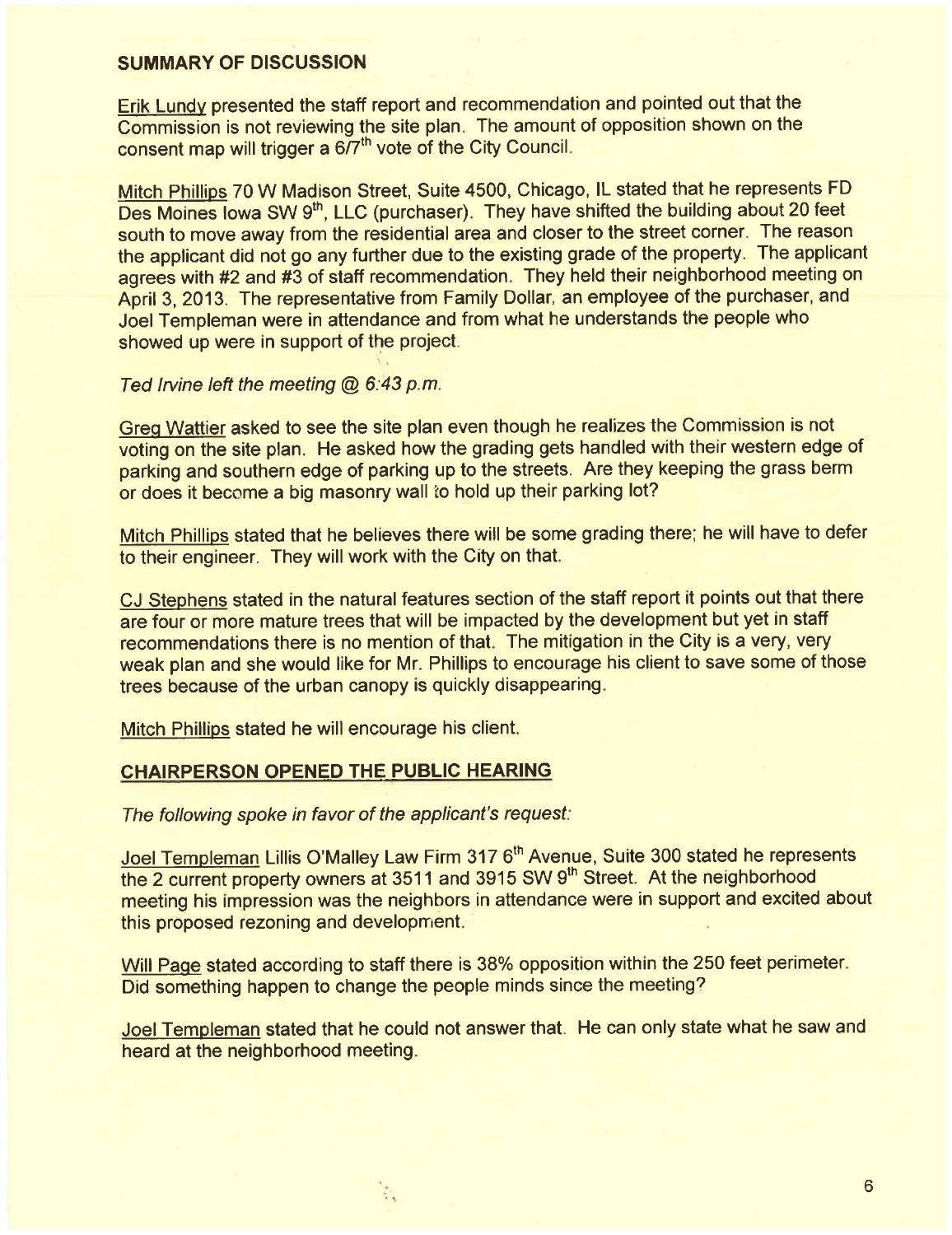## SUMMARY OF DISCUSSION

Erik Lundy presented the staff report and recommendation and pointed out that the Commission is not reviewing the site plan. The amount of opposition shown on the consent map will trigger a 6/7$^{th}$ vote of the City Council.

Mitch Phillips 70 W Madison Street, Suite 4500, Chicago, IL stated that he represents FD Des Moines Iowa SW 9$^{th}$, LLC (purchaser). They have shifted the building about 20 feet south to move away from the residential area and closer to the street corner. The reason the applicant did not go any further due to the existing grade of the property. The applicant agrees with #2 and #3 of staff recommendation. They held their neighborhood meeting on April 3, 2013. The representative from Family Dollar, an employee of the purchaser, and Joel Templeman were in attendance and from what he understands the people who showed up were in support of the project.

*Ted Irvine left the meeting @ 6:43 p.m.*

Greg Wattier asked to see the site plan even though he realizes the Commission is not voting on the site plan. He asked how the grading gets handled with their western edge of parking and southern edge of parking up to the streets. Are they keeping the grass berm or does it become a big masonry wall to hold up their parking lot?

Mitch Phillips stated that he believes there will be some grading there; he will have to defer to their engineer. They will work with the City on that.

CJ Stephens stated in the natural features section of the staff report it points out that there are four or more mature trees that will be impacted by the development but yet in staff recommendations there is no mention of that. The mitigation in the City is a very, very weak plan and she would like for Mr. Phillips to encourage his client to save some of those trees because of the urban canopy is quickly disappearing.

Mitch Phillips stated he will encourage his client.

## CHAIRPERSON OPENED THE PUBLIC HEARING

*The following spoke in favor of the applicant's request:*

Joel Templeman Lillis O'Malley Law Firm 317 6$^{th}$ Avenue, Suite 300 stated he represents the 2 current property owners at 3511 and 3915 SW 9$^{th}$ Street. At the neighborhood meeting his impression was the neighbors in attendance were in support and excited about this proposed rezoning and development.

Will Page stated according to staff there is 38% opposition within the 250 feet perimeter. Did something happen to change the people minds since the meeting?

Joel Templeman stated that he could not answer that. He can only state what he saw and heard at the neighborhood meeting.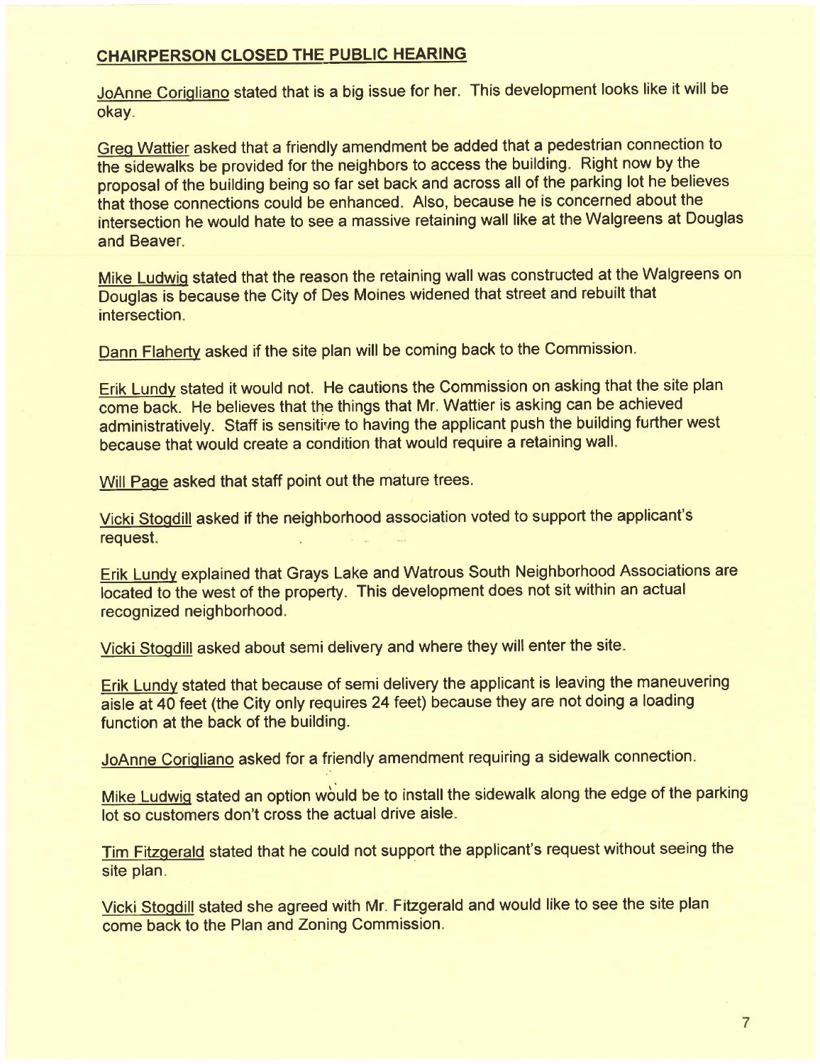## CHAIRPERSON CLOSED THE PUBLIC HEARING

JoAnne Corigliano stated that is a big issue for her. This development looks like it will be okay.

Greg Wattier asked that a friendly amendment be added that a pedestrian connection to the sidewalks be provided for the neighbors to access the building. Right now by the proposal of the building being so far set back and across all of the parking lot he believes that those connections could be enhanced. Also, because he is concerned about the intersection he would hate to see a massive retaining wall like at the Walgreens at Douglas and Beaver.

Mike Ludwig stated that the reason the retaining wall was constructed at the Walgreens on Douglas is because the City of Des Moines widened that street and rebuilt that intersection.

Dann Flaherty asked if the site plan will be coming back to the Commission.

Erik Lundy stated it would not. He cautions the Commission on asking that the site plan come back. He believes that the things that Mr. Wattier is asking can be achieved administratively. Staff is sensitive to having the applicant push the building further west because that would create a condition that would require a retaining wall.

Will Page asked that staff point out the mature trees.

Vicki Stogdill asked if the neighborhood association voted to support the applicant's request.

Erik Lundy explained that Grays Lake and Watrous South Neighborhood Associations are located to the west of the property. This development does not sit within an actual recognized neighborhood.

Vicki Stogdill asked about semi delivery and where they will enter the site.

Erik Lundy stated that because of semi delivery the applicant is leaving the maneuvering aisle at 40 feet (the City only requires 24 feet) because they are not doing a loading function at the back of the building.

JoAnne Corigliano asked for a friendly amendment requiring a sidewalk connection.

Mike Ludwig stated an option would be to install the sidewalk along the edge of the parking lot so customers don't cross the actual drive aisle.

Tim Fitzgerald stated that he could not support the applicant's request without seeing the site plan.

Vicki Stogdill stated she agreed with Mr. Fitzgerald and would like to see the site plan come back to the Plan and Zoning Commission.